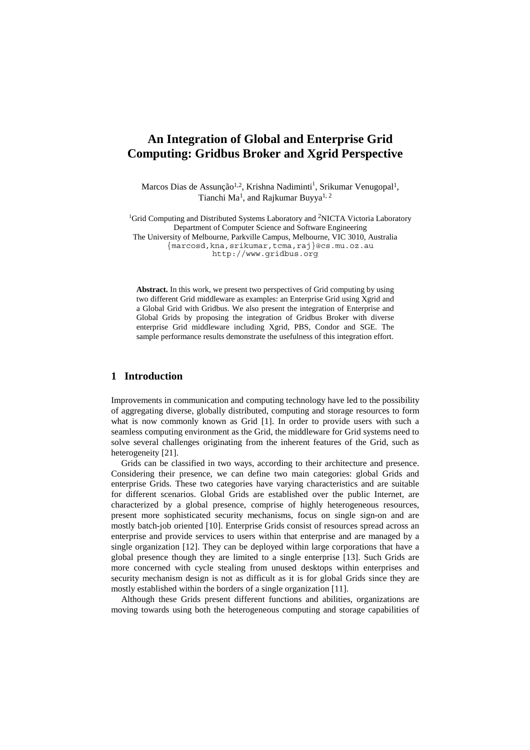# An Integration of Global and Enterprise Grid Computing: Gridbus Broker and Xgrid Perspective

Marcos Dias de Assunção[1,2], Krishna Nadiminti[1], Srikumar Venugopal[1], Tianchi Ma[1], and Rajkumar Buyya[1, 2]

[1]Grid Computing and Distributed Systems Laboratory and [2]NICTA Victoria Laboratory
Department of Computer Science and Software Engineering
The University of Melbourne, Parkville Campus, Melbourne, VIC 3010, Australia
{marcosd,kna,srikumar,tcma,raj}@cs.mu.oz.au
http://www.gridbus.org

**Abstract.** In this work, we present two perspectives of Grid computing by using two different Grid middleware as examples: an Enterprise Grid using Xgrid and a Global Grid with Gridbus. We also present the integration of Enterprise and Global Grids by proposing the integration of Gridbus Broker with diverse enterprise Grid middleware including Xgrid, PBS, Condor and SGE. The sample performance results demonstrate the usefulness of this integration effort.

## 1 Introduction

Improvements in communication and computing technology have led to the possibility of aggregating diverse, globally distributed, computing and storage resources to form what is now commonly known as Grid [1]. In order to provide users with such a seamless computing environment as the Grid, the middleware for Grid systems need to solve several challenges originating from the inherent features of the Grid, such as heterogeneity [21].

Grids can be classified in two ways, according to their architecture and presence. Considering their presence, we can define two main categories: global Grids and enterprise Grids. These two categories have varying characteristics and are suitable for different scenarios. Global Grids are established over the public Internet, are characterized by a global presence, comprise of highly heterogeneous resources, present more sophisticated security mechanisms, focus on single sign-on and are mostly batch-job oriented [10]. Enterprise Grids consist of resources spread across an enterprise and provide services to users within that enterprise and are managed by a single organization [12]. They can be deployed within large corporations that have a global presence though they are limited to a single enterprise [13]. Such Grids are more concerned with cycle stealing from unused desktops within enterprises and security mechanism design is not as difficult as it is for global Grids since they are mostly established within the borders of a single organization [11].

Although these Grids present different functions and abilities, organizations are moving towards using both the heterogeneous computing and storage capabilities of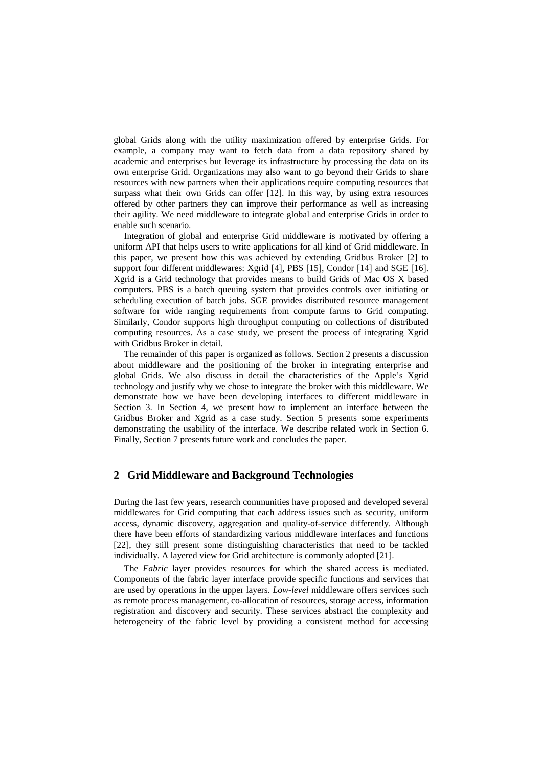global Grids along with the utility maximization offered by enterprise Grids. For example, a company may want to fetch data from a data repository shared by academic and enterprises but leverage its infrastructure by processing the data on its own enterprise Grid. Organizations may also want to go beyond their Grids to share resources with new partners when their applications require computing resources that surpass what their own Grids can offer [12]. In this way, by using extra resources offered by other partners they can improve their performance as well as increasing their agility. We need middleware to integrate global and enterprise Grids in order to enable such scenario.

Integration of global and enterprise Grid middleware is motivated by offering a uniform API that helps users to write applications for all kind of Grid middleware. In this paper, we present how this was achieved by extending Gridbus Broker [2] to support four different middlewares: Xgrid [4], PBS [15], Condor [14] and SGE [16]. Xgrid is a Grid technology that provides means to build Grids of Mac OS X based computers. PBS is a batch queuing system that provides controls over initiating or scheduling execution of batch jobs. SGE provides distributed resource management software for wide ranging requirements from compute farms to Grid computing. Similarly, Condor supports high throughput computing on collections of distributed computing resources. As a case study, we present the process of integrating Xgrid with Gridbus Broker in detail.

The remainder of this paper is organized as follows. Section 2 presents a discussion about middleware and the positioning of the broker in integrating enterprise and global Grids. We also discuss in detail the characteristics of the Apple's Xgrid technology and justify why we chose to integrate the broker with this middleware. We demonstrate how we have been developing interfaces to different middleware in Section 3. In Section 4, we present how to implement an interface between the Gridbus Broker and Xgrid as a case study. Section 5 presents some experiments demonstrating the usability of the interface. We describe related work in Section 6. Finally, Section 7 presents future work and concludes the paper.

## 2 Grid Middleware and Background Technologies

During the last few years, research communities have proposed and developed several middlewares for Grid computing that each address issues such as security, uniform access, dynamic discovery, aggregation and quality-of-service differently. Although there have been efforts of standardizing various middleware interfaces and functions [22], they still present some distinguishing characteristics that need to be tackled individually. A layered view for Grid architecture is commonly adopted [21].

The *Fabric* layer provides resources for which the shared access is mediated. Components of the fabric layer interface provide specific functions and services that are used by operations in the upper layers. *Low-level* middleware offers services such as remote process management, co-allocation of resources, storage access, information registration and discovery and security. These services abstract the complexity and heterogeneity of the fabric level by providing a consistent method for accessing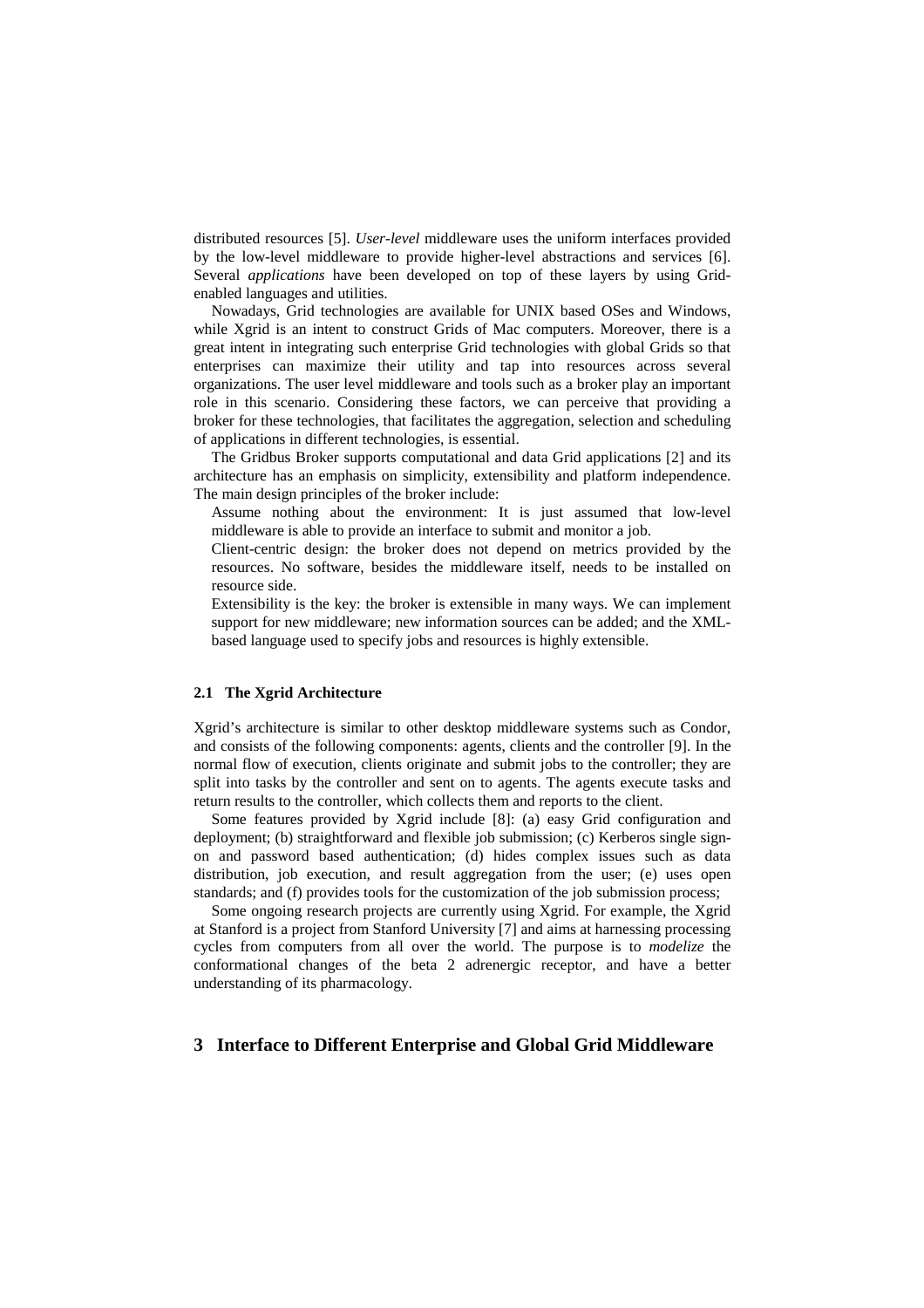distributed resources [5]. *User-level* middleware uses the uniform interfaces provided by the low-level middleware to provide higher-level abstractions and services [6]. Several *applications* have been developed on top of these layers by using Grid-enabled languages and utilities.

Nowadays, Grid technologies are available for UNIX based OSes and Windows, while Xgrid is an intent to construct Grids of Mac computers. Moreover, there is a great intent in integrating such enterprise Grid technologies with global Grids so that enterprises can maximize their utility and tap into resources across several organizations. The user level middleware and tools such as a broker play an important role in this scenario. Considering these factors, we can perceive that providing a broker for these technologies, that facilitates the aggregation, selection and scheduling of applications in different technologies, is essential.

The Gridbus Broker supports computational and data Grid applications [2] and its architecture has an emphasis on simplicity, extensibility and platform independence. The main design principles of the broker include:

- Assume nothing about the environment: It is just assumed that low-level middleware is able to provide an interface to submit and monitor a job.
- Client-centric design: the broker does not depend on metrics provided by the resources. No software, besides the middleware itself, needs to be installed on resource side.
- Extensibility is the key: the broker is extensible in many ways. We can implement support for new middleware; new information sources can be added; and the XML-based language used to specify jobs and resources is highly extensible.

### 2.1 The Xgrid Architecture

Xgrid's architecture is similar to other desktop middleware systems such as Condor, and consists of the following components: agents, clients and the controller [9]. In the normal flow of execution, clients originate and submit jobs to the controller; they are split into tasks by the controller and sent on to agents. The agents execute tasks and return results to the controller, which collects them and reports to the client.

Some features provided by Xgrid include [8]: (a) easy Grid configuration and deployment; (b) straightforward and flexible job submission; (c) Kerberos single sign-on and password based authentication; (d) hides complex issues such as data distribution, job execution, and result aggregation from the user; (e) uses open standards; and (f) provides tools for the customization of the job submission process;

Some ongoing research projects are currently using Xgrid. For example, the Xgrid at Stanford is a project from Stanford University [7] and aims at harnessing processing cycles from computers from all over the world. The purpose is to *modelize* the conformational changes of the beta 2 adrenergic receptor, and have a better understanding of its pharmacology.

## 3 Interface to Different Enterprise and Global Grid Middleware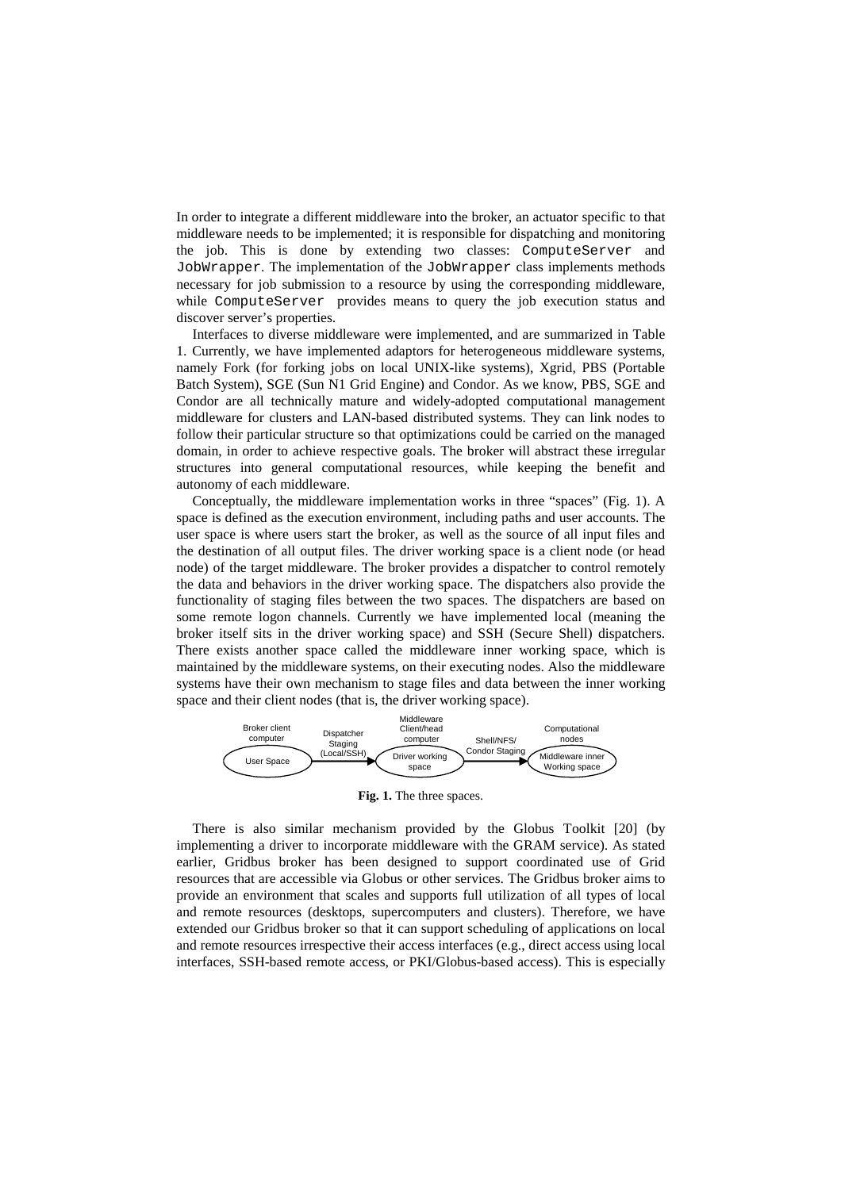In order to integrate a different middleware into the broker, an actuator specific to that middleware needs to be implemented; it is responsible for dispatching and monitoring the job. This is done by extending two classes: `ComputeServer` and `JobWrapper`. The implementation of the `JobWrapper` class implements methods necessary for job submission to a resource by using the corresponding middleware, while `ComputeServer` provides means to query the job execution status and discover server's properties.

Interfaces to diverse middleware were implemented, and are summarized in Table 1. Currently, we have implemented adaptors for heterogeneous middleware systems, namely Fork (for forking jobs on local UNIX-like systems), Xgrid, PBS (Portable Batch System), SGE (Sun N1 Grid Engine) and Condor. As we know, PBS, SGE and Condor are all technically mature and widely-adopted computational management middleware for clusters and LAN-based distributed systems. They can link nodes to follow their particular structure so that optimizations could be carried on the managed domain, in order to achieve respective goals. The broker will abstract these irregular structures into general computational resources, while keeping the benefit and autonomy of each middleware.

Conceptually, the middleware implementation works in three "spaces" (Fig. 1). A space is defined as the execution environment, including paths and user accounts. The user space is where users start the broker, as well as the source of all input files and the destination of all output files. The driver working space is a client node (or head node) of the target middleware. The broker provides a dispatcher to control remotely the data and behaviors in the driver working space. The dispatchers also provide the functionality of staging files between the two spaces. The dispatchers are based on some remote logon channels. Currently we have implemented local (meaning the broker itself sits in the driver working space) and SSH (Secure Shell) dispatchers. There exists another space called the middleware inner working space, which is maintained by the middleware systems, on their executing nodes. Also the middleware systems have their own mechanism to stage files and data between the inner working space and their client nodes (that is, the driver working space).

Broker client computer
User Space
Dispatcher Staging (Local/SSH)
Middleware Client/head computer
Driver working space
Shell/NFS/ Condor Staging
Computational nodes
Middleware inner Working space

**Fig. 1.** The three spaces.

There is also similar mechanism provided by the Globus Toolkit [20] (by implementing a driver to incorporate middleware with the GRAM service). As stated earlier, Gridbus broker has been designed to support coordinated use of Grid resources that are accessible via Globus or other services. The Gridbus broker aims to provide an environment that scales and supports full utilization of all types of local and remote resources (desktops, supercomputers and clusters). Therefore, we have extended our Gridbus broker so that it can support scheduling of applications on local and remote resources irrespective their access interfaces (e.g., direct access using local interfaces, SSH-based remote access, or PKI/Globus-based access). This is especially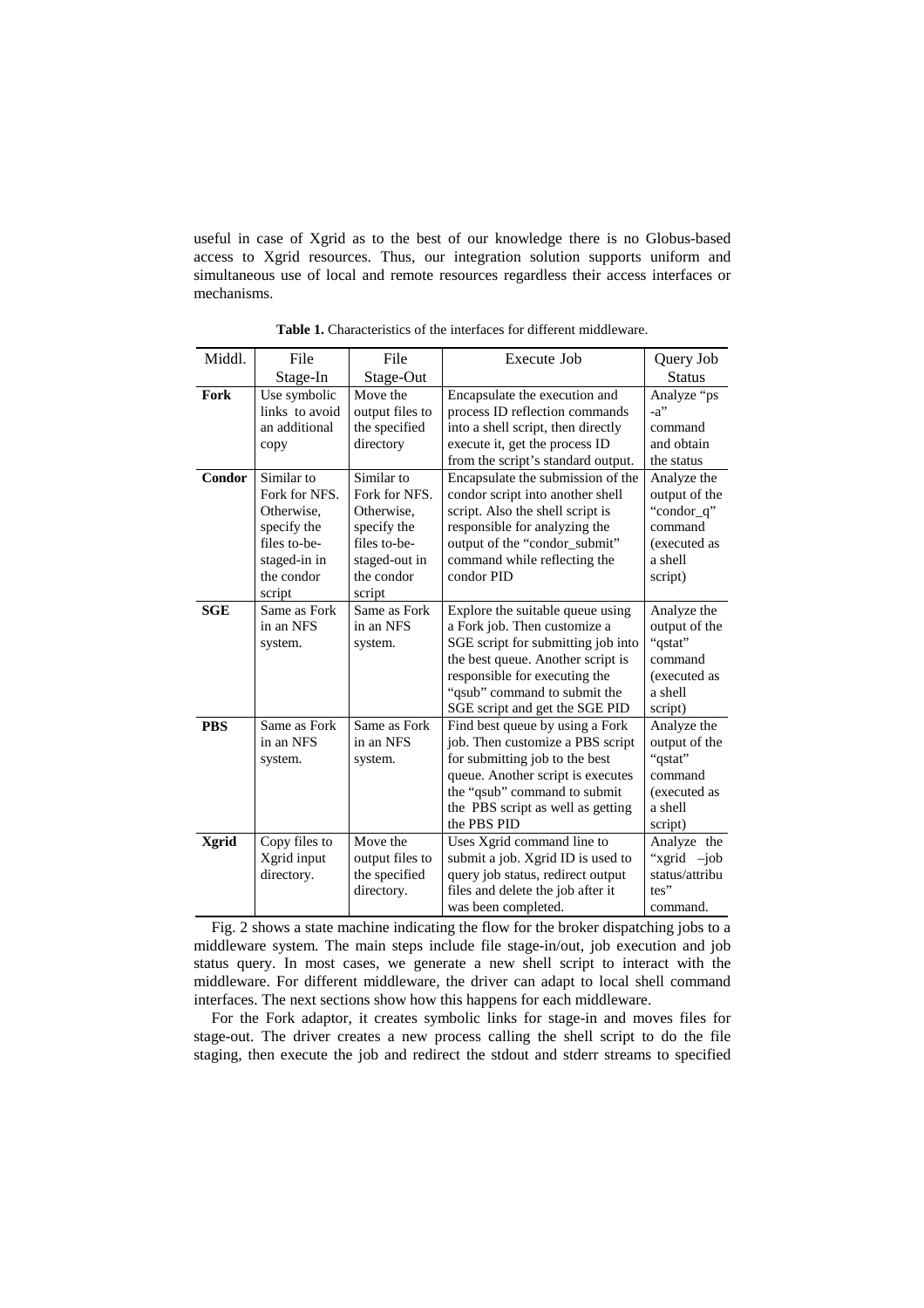useful in case of Xgrid as to the best of our knowledge there is no Globus-based access to Xgrid resources. Thus, our integration solution supports uniform and simultaneous use of local and remote resources regardless their access interfaces or mechanisms.

**Table 1.** Characteristics of the interfaces for different middleware.

| Middl. | File Stage-In | File Stage-Out | Execute Job | Query Job Status |
|---|---|---|---|---|
| **Fork** | Use symbolic links to avoid an additional copy | Move the output files to the specified directory | Encapsulate the execution and process ID reflection commands into a shell script, then directly execute it, get the process ID from the script's standard output. | Analyze "ps -a" command and obtain the status |
| **Condor** | Similar to Fork for NFS. Otherwise, specify the files to-be-staged-in in the condor script | Similar to Fork for NFS. Otherwise, specify the files to-be-staged-out in the condor script | Encapsulate the submission of the condor script into another shell script. Also the shell script is responsible for analyzing the output of the "condor_submit" command while reflecting the condor PID | Analyze the output of the "condor_q" command (executed as a shell script) |
| **SGE** | Same as Fork in an NFS system. | Same as Fork in an NFS system. | Explore the suitable queue using a Fork job. Then customize a SGE script for submitting job into the best queue. Another script is responsible for executing the "qsub" command to submit the SGE script and get the SGE PID | Analyze the output of the "qstat" command (executed as a shell script) |
| **PBS** | Same as Fork in an NFS system. | Same as Fork in an NFS system. | Find best queue by using a Fork job. Then customize a PBS script for submitting job to the best queue. Another script is executes the "qsub" command to submit the PBS script as well as getting the PBS PID | Analyze the output of the "qstat" command (executed as a shell script) |
| **Xgrid** | Copy files to Xgrid input directory. | Move the output files to the specified directory. | Uses Xgrid command line to submit a job. Xgrid ID is used to query job status, redirect output files and delete the job after it was been completed. | Analyze the "xgrid –job status/attributes" command. |

Fig. 2 shows a state machine indicating the flow for the broker dispatching jobs to a middleware system. The main steps include file stage-in/out, job execution and job status query. In most cases, we generate a new shell script to interact with the middleware. For different middleware, the driver can adapt to local shell command interfaces. The next sections show how this happens for each middleware.

For the Fork adaptor, it creates symbolic links for stage-in and moves files for stage-out. The driver creates a new process calling the shell script to do the file staging, then execute the job and redirect the stdout and stderr streams to specified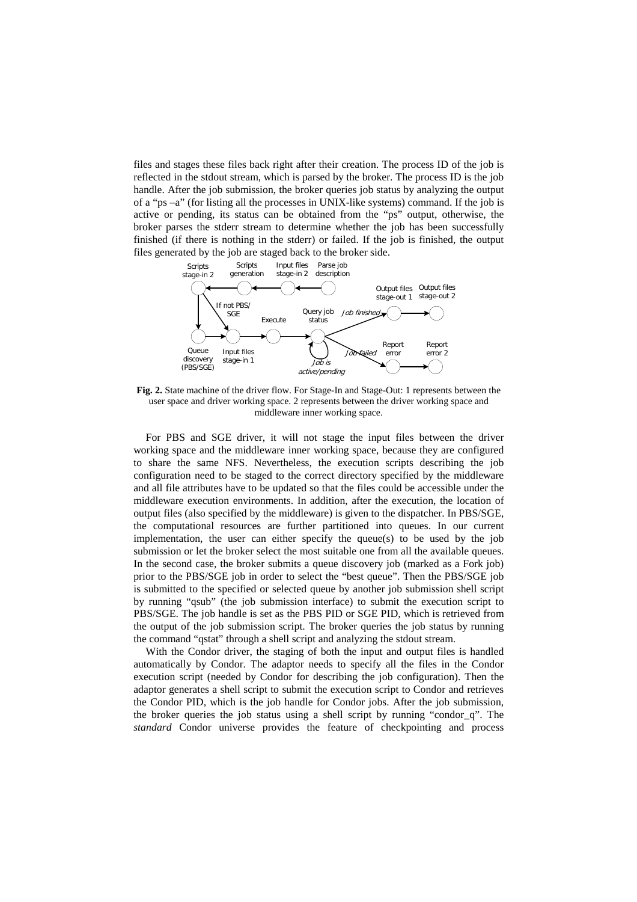files and stages these files back right after their creation. The process ID of the job is reflected in the stdout stream, which is parsed by the broker. The process ID is the job handle. After the job submission, the broker queries job status by analyzing the output of a "ps –a" (for listing all the processes in UNIX-like systems) command. If the job is active or pending, its status can be obtained from the "ps" output, otherwise, the broker parses the stderr stream to determine whether the job has been successfully finished (if there is nothing in the stderr) or failed. If the job is finished, the output files generated by the job are staged back to the broker side.

**Fig. 2.** State machine of the driver flow. For Stage-In and Stage-Out: 1 represents between the user space and driver working space. 2 represents between the driver working space and middleware inner working space.

For PBS and SGE driver, it will not stage the input files between the driver working space and the middleware inner working space, because they are configured to share the same NFS. Nevertheless, the execution scripts describing the job configuration need to be staged to the correct directory specified by the middleware and all file attributes have to be updated so that the files could be accessible under the middleware execution environments. In addition, after the execution, the location of output files (also specified by the middleware) is given to the dispatcher. In PBS/SGE, the computational resources are further partitioned into queues. In our current implementation, the user can either specify the queue(s) to be used by the job submission or let the broker select the most suitable one from all the available queues. In the second case, the broker submits a queue discovery job (marked as a Fork job) prior to the PBS/SGE job in order to select the "best queue". Then the PBS/SGE job is submitted to the specified or selected queue by another job submission shell script by running "qsub" (the job submission interface) to submit the execution script to PBS/SGE. The job handle is set as the PBS PID or SGE PID, which is retrieved from the output of the job submission script. The broker queries the job status by running the command "qstat" through a shell script and analyzing the stdout stream.

With the Condor driver, the staging of both the input and output files is handled automatically by Condor. The adaptor needs to specify all the files in the Condor execution script (needed by Condor for describing the job configuration). Then the adaptor generates a shell script to submit the execution script to Condor and retrieves the Condor PID, which is the job handle for Condor jobs. After the job submission, the broker queries the job status using a shell script by running "condor_q". The *standard* Condor universe provides the feature of checkpointing and process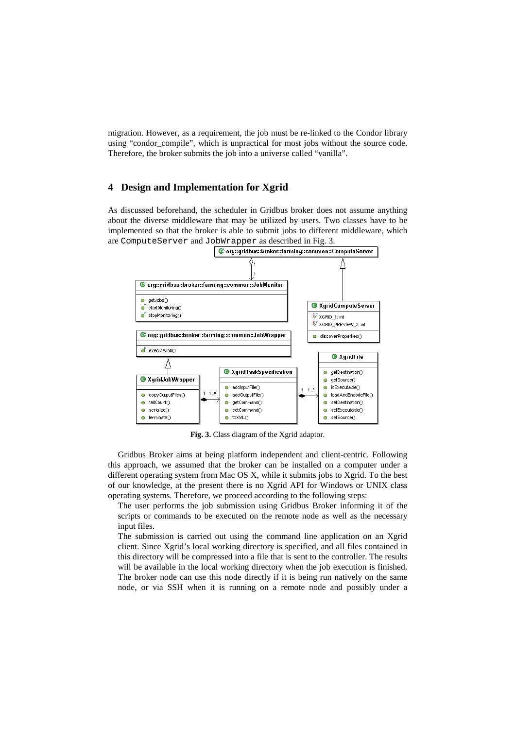migration. However, as a requirement, the job must be re-linked to the Condor library using "condor_compile", which is unpractical for most jobs without the source code. Therefore, the broker submits the job into a universe called "vanilla".

## 4 Design and Implementation for Xgrid

As discussed beforehand, the scheduler in Gridbus broker does not assume anything about the diverse middleware that may be utilized by users. Two classes have to be implemented so that the broker is able to submit jobs to different middleware, which are `ComputeServer` and `JobWrapper` as described in Fig. 3.

org::gridbus::broker::farming::common::ComputeServer
1
1
org::gridbus::broker::farming::common::JobMonitor
getJobs()
startMonitoring()
stopMonitoring()
XgridComputeServer
XGRID_1: int
XGRID_PREVIEW_2: int
discoverProperties()
org::gridbus::broker::farming::common::JobWrapper
executeJob()
XgridFile
getDestination()
getSource()
isExecutable()
loadAndEncodeFile()
setDestination()
setExecutable()
setSource()
XgridJobWrapper
copyOutputFiles()
tailCount()
serialize()
terminate()
XgridTaskSpecification
addInputFile()
addOutputFile()
getCommand()
setCommand()
toXML()
1 1..*
1 1..*

**Fig. 3.** Class diagram of the Xgrid adaptor.

Gridbus Broker aims at being platform independent and client-centric. Following this approach, we assumed that the broker can be installed on a computer under a different operating system from Mac OS X, while it submits jobs to Xgrid. To the best of our knowledge, at the present there is no Xgrid API for Windows or UNIX class operating systems. Therefore, we proceed according to the following steps:

The user performs the job submission using Gridbus Broker informing it of the scripts or commands to be executed on the remote node as well as the necessary input files.

The submission is carried out using the command line application on an Xgrid client. Since Xgrid's local working directory is specified, and all files contained in this directory will be compressed into a file that is sent to the controller. The results will be available in the local working directory when the job execution is finished.

The broker node can use this node directly if it is being run natively on the same node, or via SSH when it is running on a remote node and possibly under a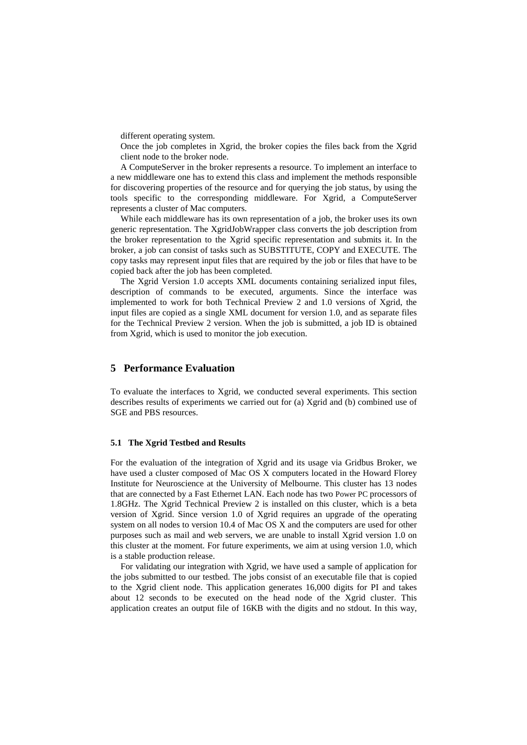different operating system.

Once the job completes in Xgrid, the broker copies the files back from the Xgrid client node to the broker node.

A ComputeServer in the broker represents a resource. To implement an interface to a new middleware one has to extend this class and implement the methods responsible for discovering properties of the resource and for querying the job status, by using the tools specific to the corresponding middleware. For Xgrid, a ComputeServer represents a cluster of Mac computers.

While each middleware has its own representation of a job, the broker uses its own generic representation. The XgridJobWrapper class converts the job description from the broker representation to the Xgrid specific representation and submits it. In the broker, a job can consist of tasks such as SUBSTITUTE, COPY and EXECUTE. The copy tasks may represent input files that are required by the job or files that have to be copied back after the job has been completed.

The Xgrid Version 1.0 accepts XML documents containing serialized input files, description of commands to be executed, arguments. Since the interface was implemented to work for both Technical Preview 2 and 1.0 versions of Xgrid, the input files are copied as a single XML document for version 1.0, and as separate files for the Technical Preview 2 version. When the job is submitted, a job ID is obtained from Xgrid, which is used to monitor the job execution.

## 5 Performance Evaluation

To evaluate the interfaces to Xgrid, we conducted several experiments. This section describes results of experiments we carried out for (a) Xgrid and (b) combined use of SGE and PBS resources.

### 5.1 The Xgrid Testbed and Results

For the evaluation of the integration of Xgrid and its usage via Gridbus Broker, we have used a cluster composed of Mac OS X computers located in the Howard Florey Institute for Neuroscience at the University of Melbourne. This cluster has 13 nodes that are connected by a Fast Ethernet LAN. Each node has two Power PC processors of 1.8GHz. The Xgrid Technical Preview 2 is installed on this cluster, which is a beta version of Xgrid. Since version 1.0 of Xgrid requires an upgrade of the operating system on all nodes to version 10.4 of Mac OS X and the computers are used for other purposes such as mail and web servers, we are unable to install Xgrid version 1.0 on this cluster at the moment. For future experiments, we aim at using version 1.0, which is a stable production release.

For validating our integration with Xgrid, we have used a sample of application for the jobs submitted to our testbed. The jobs consist of an executable file that is copied to the Xgrid client node. This application generates 16,000 digits for PI and takes about 12 seconds to be executed on the head node of the Xgrid cluster. This application creates an output file of 16KB with the digits and no stdout. In this way,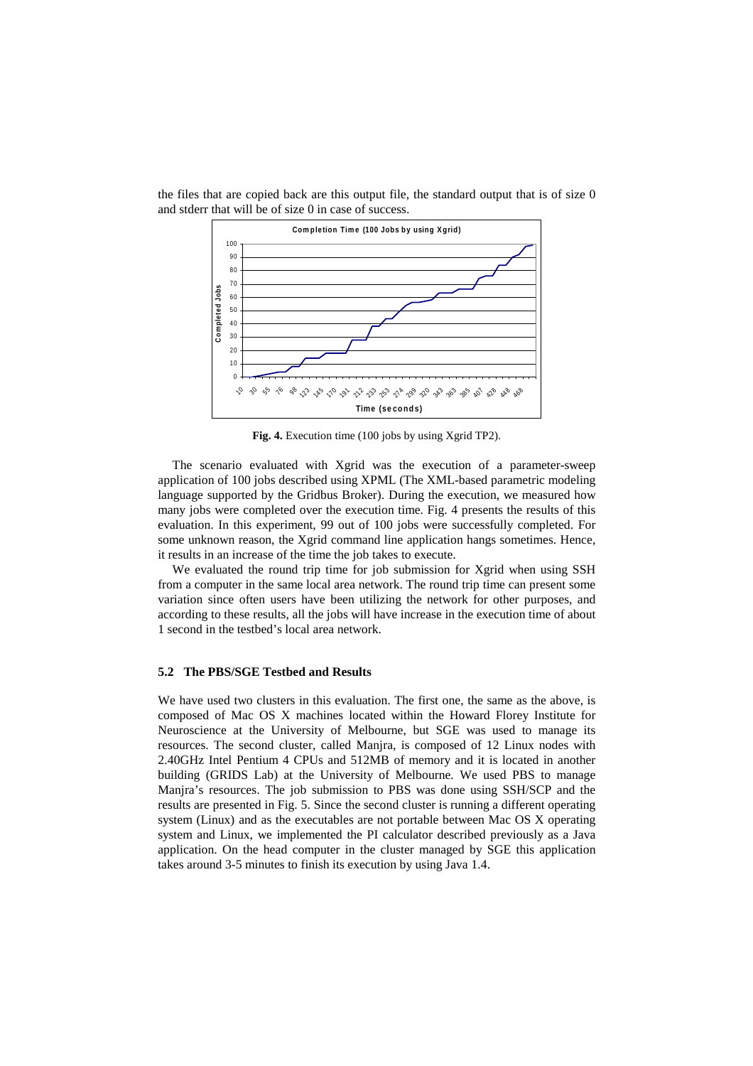the files that are copied back are this output file, the standard output that is of size 0 and stderr that will be of size 0 in case of success.

**Fig. 4.** Execution time (100 jobs by using Xgrid TP2).

The scenario evaluated with Xgrid was the execution of a parameter-sweep application of 100 jobs described using XPML (The XML-based parametric modeling language supported by the Gridbus Broker). During the execution, we measured how many jobs were completed over the execution time. Fig. 4 presents the results of this evaluation. In this experiment, 99 out of 100 jobs were successfully completed. For some unknown reason, the Xgrid command line application hangs sometimes. Hence, it results in an increase of the time the job takes to execute.

We evaluated the round trip time for job submission for Xgrid when using SSH from a computer in the same local area network. The round trip time can present some variation since often users have been utilizing the network for other purposes, and according to these results, all the jobs will have increase in the execution time of about 1 second in the testbed's local area network.

### 5.2 The PBS/SGE Testbed and Results

We have used two clusters in this evaluation. The first one, the same as the above, is composed of Mac OS X machines located within the Howard Florey Institute for Neuroscience at the University of Melbourne, but SGE was used to manage its resources. The second cluster, called Manjra, is composed of 12 Linux nodes with 2.40GHz Intel Pentium 4 CPUs and 512MB of memory and it is located in another building (GRIDS Lab) at the University of Melbourne. We used PBS to manage Manjra's resources. The job submission to PBS was done using SSH/SCP and the results are presented in Fig. 5. Since the second cluster is running a different operating system (Linux) and as the executables are not portable between Mac OS X operating system and Linux, we implemented the PI calculator described previously as a Java application. On the head computer in the cluster managed by SGE this application takes around 3-5 minutes to finish its execution by using Java 1.4.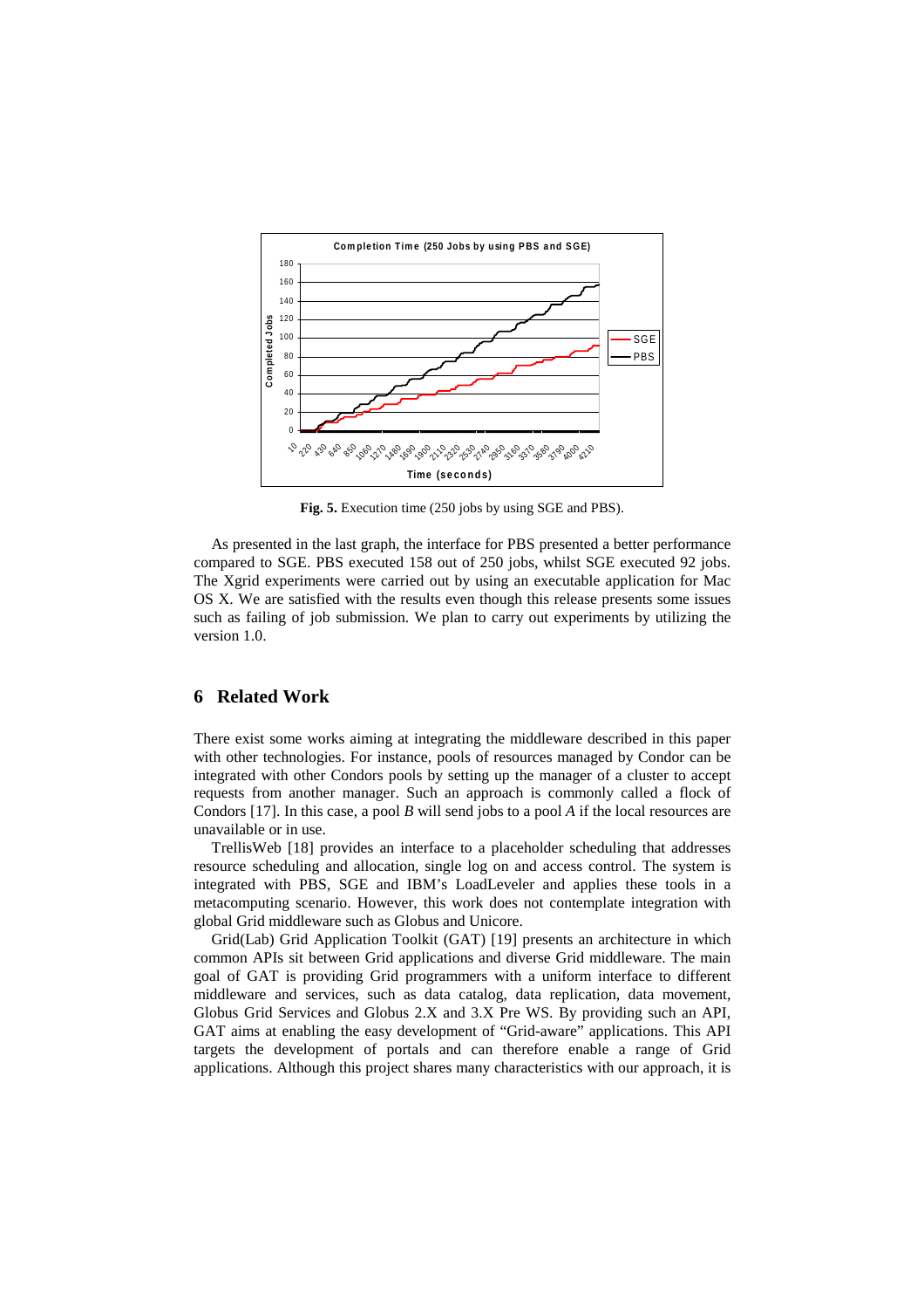**Fig. 5.** Execution time (250 jobs by using SGE and PBS).

As presented in the last graph, the interface for PBS presented a better performance compared to SGE. PBS executed 158 out of 250 jobs, whilst SGE executed 92 jobs. The Xgrid experiments were carried out by using an executable application for Mac OS X. We are satisfied with the results even though this release presents some issues such as failing of job submission. We plan to carry out experiments by utilizing the version 1.0.

## 6 Related Work

There exist some works aiming at integrating the middleware described in this paper with other technologies. For instance, pools of resources managed by Condor can be integrated with other Condors pools by setting up the manager of a cluster to accept requests from another manager. Such an approach is commonly called a flock of Condors [17]. In this case, a pool *B* will send jobs to a pool *A* if the local resources are unavailable or in use.

TrellisWeb [18] provides an interface to a placeholder scheduling that addresses resource scheduling and allocation, single log on and access control. The system is integrated with PBS, SGE and IBM's LoadLeveler and applies these tools in a metacomputing scenario. However, this work does not contemplate integration with global Grid middleware such as Globus and Unicore.

Grid(Lab) Grid Application Toolkit (GAT) [19] presents an architecture in which common APIs sit between Grid applications and diverse Grid middleware. The main goal of GAT is providing Grid programmers with a uniform interface to different middleware and services, such as data catalog, data replication, data movement, Globus Grid Services and Globus 2.X and 3.X Pre WS. By providing such an API, GAT aims at enabling the easy development of "Grid-aware" applications. This API targets the development of portals and can therefore enable a range of Grid applications. Although this project shares many characteristics with our approach, it is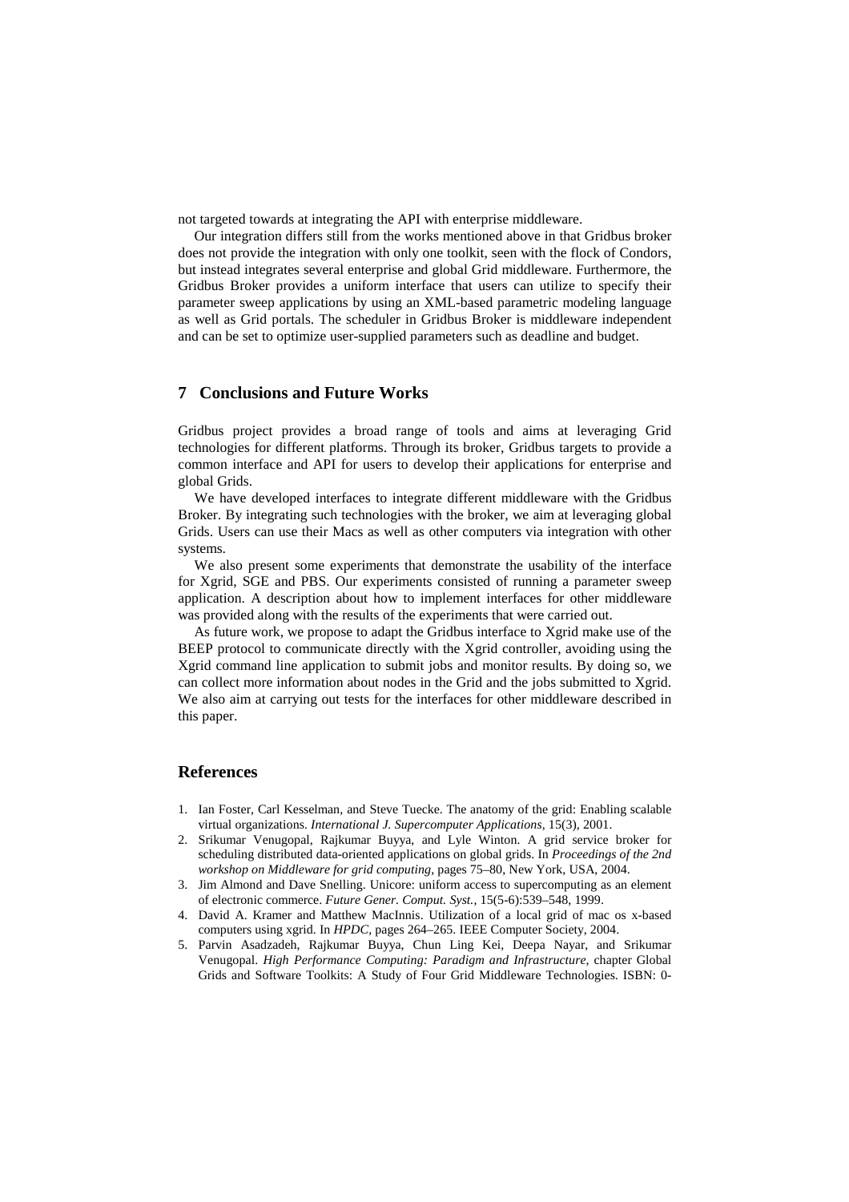not targeted towards at integrating the API with enterprise middleware.

Our integration differs still from the works mentioned above in that Gridbus broker does not provide the integration with only one toolkit, seen with the flock of Condors, but instead integrates several enterprise and global Grid middleware. Furthermore, the Gridbus Broker provides a uniform interface that users can utilize to specify their parameter sweep applications by using an XML-based parametric modeling language as well as Grid portals. The scheduler in Gridbus Broker is middleware independent and can be set to optimize user-supplied parameters such as deadline and budget.

## 7 Conclusions and Future Works

Gridbus project provides a broad range of tools and aims at leveraging Grid technologies for different platforms. Through its broker, Gridbus targets to provide a common interface and API for users to develop their applications for enterprise and global Grids.

We have developed interfaces to integrate different middleware with the Gridbus Broker. By integrating such technologies with the broker, we aim at leveraging global Grids. Users can use their Macs as well as other computers via integration with other systems.

We also present some experiments that demonstrate the usability of the interface for Xgrid, SGE and PBS. Our experiments consisted of running a parameter sweep application. A description about how to implement interfaces for other middleware was provided along with the results of the experiments that were carried out.

As future work, we propose to adapt the Gridbus interface to Xgrid make use of the BEEP protocol to communicate directly with the Xgrid controller, avoiding using the Xgrid command line application to submit jobs and monitor results. By doing so, we can collect more information about nodes in the Grid and the jobs submitted to Xgrid. We also aim at carrying out tests for the interfaces for other middleware described in this paper.

## References

1. Ian Foster, Carl Kesselman, and Steve Tuecke. The anatomy of the grid: Enabling scalable virtual organizations. *International J. Supercomputer Applications*, 15(3), 2001.
2. Srikumar Venugopal, Rajkumar Buyya, and Lyle Winton. A grid service broker for scheduling distributed data-oriented applications on global grids. In *Proceedings of the 2nd workshop on Middleware for grid computing*, pages 75–80, New York, USA, 2004.
3. Jim Almond and Dave Snelling. Unicore: uniform access to supercomputing as an element of electronic commerce. *Future Gener. Comput. Syst.*, 15(5-6):539–548, 1999.
4. David A. Kramer and Matthew MacInnis. Utilization of a local grid of mac os x-based computers using xgrid. In *HPDC*, pages 264–265. IEEE Computer Society, 2004.
5. Parvin Asadzadeh, Rajkumar Buyya, Chun Ling Kei, Deepa Nayar, and Srikumar Venugopal. *High Performance Computing: Paradigm and Infrastructure*, chapter Global Grids and Software Toolkits: A Study of Four Grid Middleware Technologies. ISBN: 0-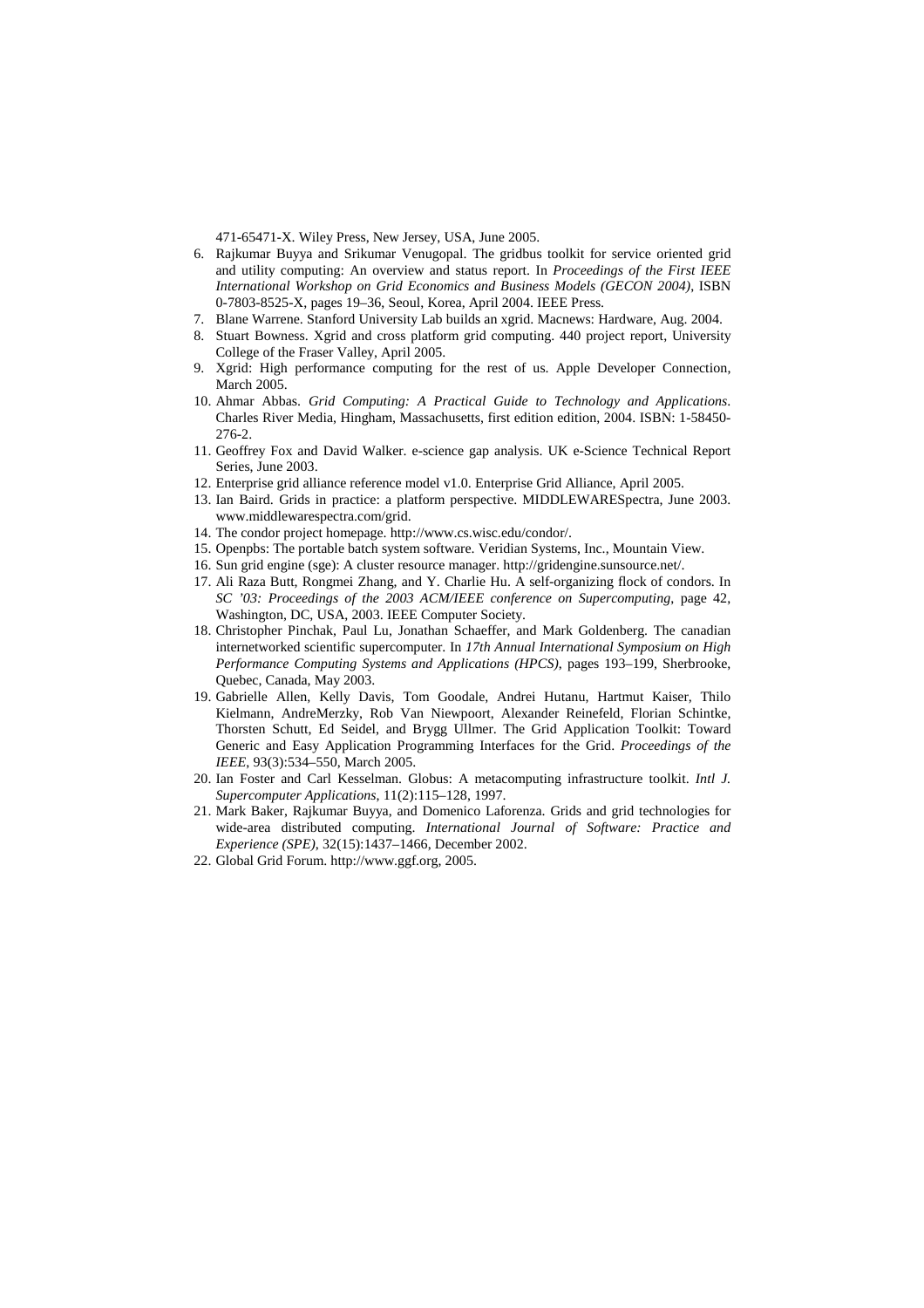471-65471-X. Wiley Press, New Jersey, USA, June 2005.

6. Rajkumar Buyya and Srikumar Venugopal. The gridbus toolkit for service oriented grid and utility computing: An overview and status report. In *Proceedings of the First IEEE International Workshop on Grid Economics and Business Models (GECON 2004)*, ISBN 0-7803-8525-X, pages 19–36, Seoul, Korea, April 2004. IEEE Press.
7. Blane Warrene. Stanford University Lab builds an xgrid. Macnews: Hardware, Aug. 2004.
8. Stuart Bowness. Xgrid and cross platform grid computing. 440 project report, University College of the Fraser Valley, April 2005.
9. Xgrid: High performance computing for the rest of us. Apple Developer Connection, March 2005.
10. Ahmar Abbas. *Grid Computing: A Practical Guide to Technology and Applications*. Charles River Media, Hingham, Massachusetts, first edition edition, 2004. ISBN: 1-58450-276-2.
11. Geoffrey Fox and David Walker. e-science gap analysis. UK e-Science Technical Report Series, June 2003.
12. Enterprise grid alliance reference model v1.0. Enterprise Grid Alliance, April 2005.
13. Ian Baird. Grids in practice: a platform perspective. MIDDLEWARESpectra, June 2003. www.middlewarespectra.com/grid.
14. The condor project homepage. http://www.cs.wisc.edu/condor/.
15. Openpbs: The portable batch system software. Veridian Systems, Inc., Mountain View.
16. Sun grid engine (sge): A cluster resource manager. http://gridengine.sunsource.net/.
17. Ali Raza Butt, Rongmei Zhang, and Y. Charlie Hu. A self-organizing flock of condors. In *SC '03: Proceedings of the 2003 ACM/IEEE conference on Supercomputing*, page 42, Washington, DC, USA, 2003. IEEE Computer Society.
18. Christopher Pinchak, Paul Lu, Jonathan Schaeffer, and Mark Goldenberg. The canadian internetworked scientific supercomputer. In *17th Annual International Symposium on High Performance Computing Systems and Applications (HPCS)*, pages 193–199, Sherbrooke, Quebec, Canada, May 2003.
19. Gabrielle Allen, Kelly Davis, Tom Goodale, Andrei Hutanu, Hartmut Kaiser, Thilo Kielmann, AndreMerzky, Rob Van Niewpoort, Alexander Reinefeld, Florian Schintke, Thorsten Schutt, Ed Seidel, and Brygg Ullmer. The Grid Application Toolkit: Toward Generic and Easy Application Programming Interfaces for the Grid. *Proceedings of the IEEE*, 93(3):534–550, March 2005.
20. Ian Foster and Carl Kesselman. Globus: A metacomputing infrastructure toolkit. *Intl J. Supercomputer Applications*, 11(2):115–128, 1997.
21. Mark Baker, Rajkumar Buyya, and Domenico Laforenza. Grids and grid technologies for wide-area distributed computing. *International Journal of Software: Practice and Experience (SPE)*, 32(15):1437–1466, December 2002.
22. Global Grid Forum. http://www.ggf.org, 2005.